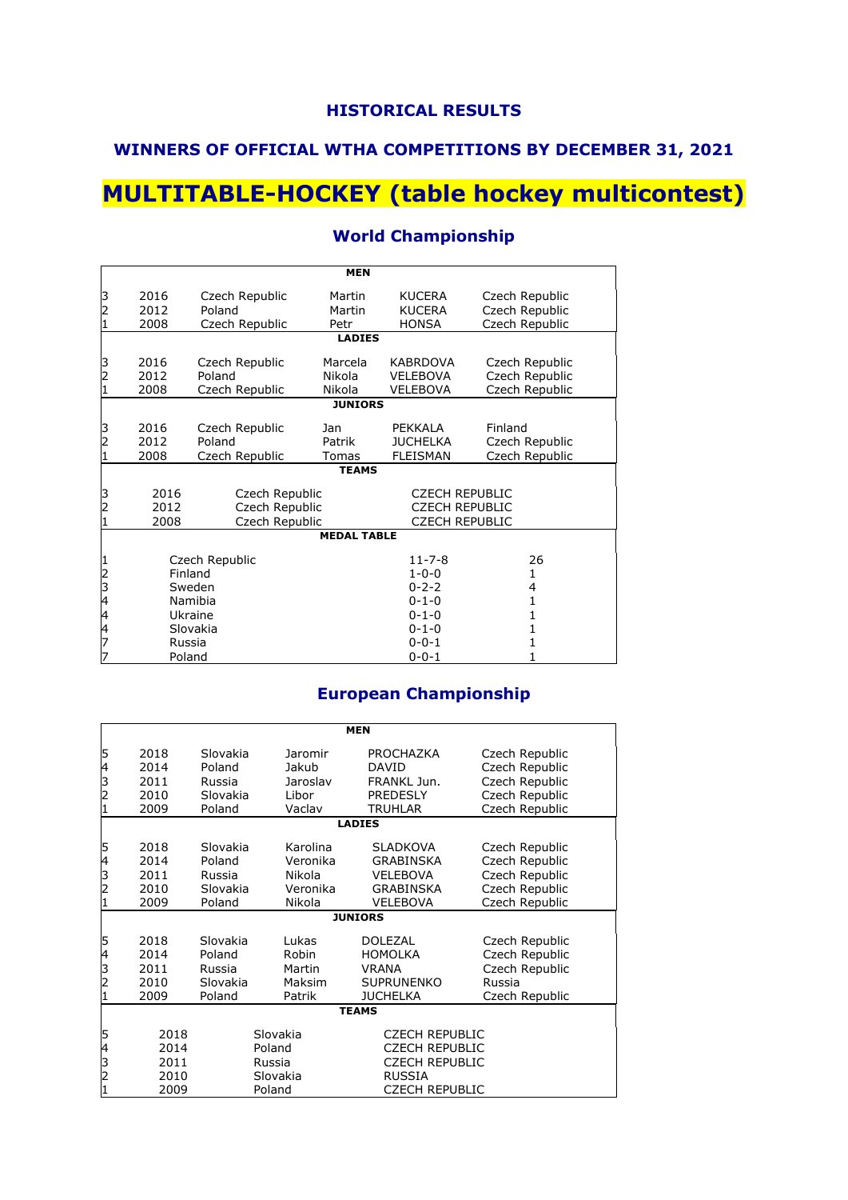### HISTORICAL RESULTS

### WINNERS OF OFFICIAL WTHA COMPETITIONS BY DECEMBER 31, 2021

# MULTITABLE-HOCKEY (table hockey multicontest)

## World Championship

| | | | | | |
|---|---|---|---|---|---|
| | | | **MEN** | | |
| 3 | 2016 | Czech Republic | Martin | KUCERA | Czech Republic |
| 2 | 2012 | Poland | Martin | KUCERA | Czech Republic |
| 1 | 2008 | Czech Republic | Petr | HONSA | Czech Republic |
| | | | **LADIES** | | |
| 3 | 2016 | Czech Republic | Marcela | KABRDOVA | Czech Republic |
| 2 | 2012 | Poland | Nikola | VELEBOVA | Czech Republic |
| 1 | 2008 | Czech Republic | Nikola | VELEBOVA | Czech Republic |
| | | | **JUNIORS** | | |
| 3 | 2016 | Czech Republic | Jan | PEKKALA | Finland |
| 2 | 2012 | Poland | Patrik | JUCHELKA | Czech Republic |
| 1 | 2008 | Czech Republic | Tomas | FLEISMAN | Czech Republic |
| | | | **TEAMS** | | |
| 3 | 2016 | Czech Republic | | CZECH REPUBLIC | |
| 2 | 2012 | Czech Republic | | CZECH REPUBLIC | |
| 1 | 2008 | Czech Republic | | CZECH REPUBLIC | |
| | | | **MEDAL TABLE** | | |
| 1 | | Czech Republic | | 11-7-8 | 26 |
| 2 | | Finland | | 1-0-0 | 1 |
| 3 | | Sweden | | 0-2-2 | 4 |
| 4 | | Namibia | | 0-1-0 | 1 |
| 4 | | Ukraine | | 0-1-0 | 1 |
| 4 | | Slovakia | | 0-1-0 | 1 |
| 7 | | Russia | | 0-0-1 | 1 |
| 7 | | Poland | | 0-0-1 | 1 |

## European Championship

| | | | | | |
|---|---|---|---|---|---|
| | | | **MEN** | | |
| 5 | 2018 | Slovakia | Jaromir | PROCHAZKA | Czech Republic |
| 4 | 2014 | Poland | Jakub | DAVID | Czech Republic |
| 3 | 2011 | Russia | Jaroslav | FRANKL Jun. | Czech Republic |
| 2 | 2010 | Slovakia | Libor | PREDESLY | Czech Republic |
| 1 | 2009 | Poland | Vaclav | TRUHLAR | Czech Republic |
| | | | **LADIES** | | |
| 5 | 2018 | Slovakia | Karolina | SLADKOVA | Czech Republic |
| 4 | 2014 | Poland | Veronika | GRABINSKA | Czech Republic |
| 3 | 2011 | Russia | Nikola | VELEBOVA | Czech Republic |
| 2 | 2010 | Slovakia | Veronika | GRABINSKA | Czech Republic |
| 1 | 2009 | Poland | Nikola | VELEBOVA | Czech Republic |
| | | | **JUNIORS** | | |
| 5 | 2018 | Slovakia | Lukas | DOLEZAL | Czech Republic |
| 4 | 2014 | Poland | Robin | HOMOLKA | Czech Republic |
| 3 | 2011 | Russia | Martin | VRANA | Czech Republic |
| 2 | 2010 | Slovakia | Maksim | SUPRUNENKO | Russia |
| 1 | 2009 | Poland | Patrik | JUCHELKA | Czech Republic |
| | | | **TEAMS** | | |
| 5 | 2018 | Slovakia | | CZECH REPUBLIC | |
| 4 | 2014 | Poland | | CZECH REPUBLIC | |
| 3 | 2011 | Russia | | CZECH REPUBLIC | |
| 2 | 2010 | Slovakia | | RUSSIA | |
| 1 | 2009 | Poland | | CZECH REPUBLIC | |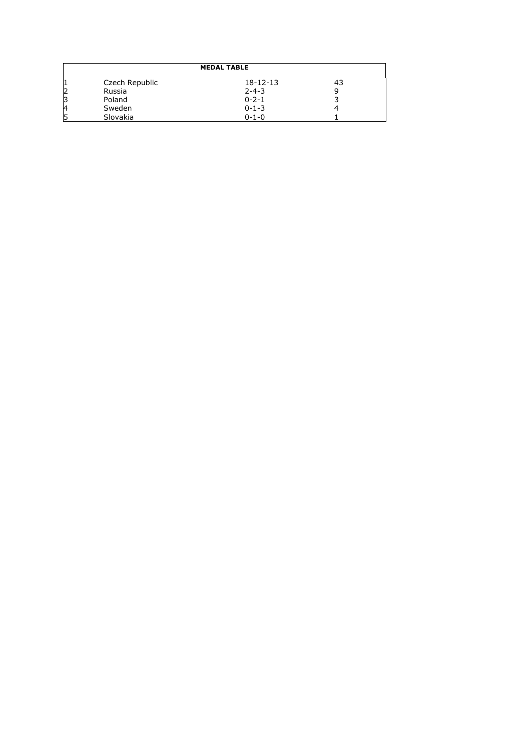**MEDAL TABLE**

| | | | |
|---|---|---|---|
| 1 | Czech Republic | 18-12-13 | 43 |
| 2 | Russia | 2-4-3 | 9 |
| 3 | Poland | 0-2-1 | 3 |
| 4 | Sweden | 0-1-3 | 4 |
| 5 | Slovakia | 0-1-0 | 1 |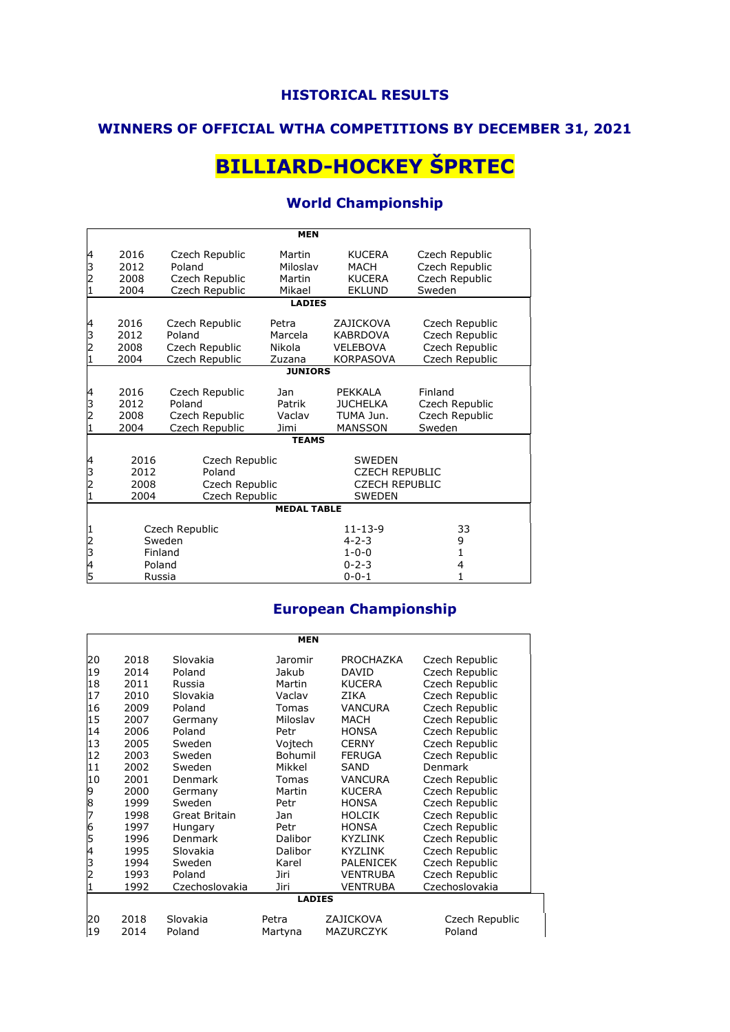## HISTORICAL RESULTS

## WINNERS OF OFFICIAL WTHA COMPETITIONS BY DECEMBER 31, 2021

# BILLIARD-HOCKEY ŠPRTEC

### World Championship

| | | | MEN | | |
|---|---|---|---|---|---|
| 4 | 2016 | Czech Republic | Martin | KUCERA | Czech Republic |
| 3 | 2012 | Poland | Miloslav | MACH | Czech Republic |
| 2 | 2008 | Czech Republic | Martin | KUCERA | Czech Republic |
| 1 | 2004 | Czech Republic | Mikael | EKLUND | Sweden |
| | | | **LADIES** | | |
| 4 | 2016 | Czech Republic | Petra | ZAJICKOVA | Czech Republic |
| 3 | 2012 | Poland | Marcela | KABRDOVA | Czech Republic |
| 2 | 2008 | Czech Republic | Nikola | VELEBOVA | Czech Republic |
| 1 | 2004 | Czech Republic | Zuzana | KORPASOVA | Czech Republic |
| | | | **JUNIORS** | | |
| 4 | 2016 | Czech Republic | Jan | PEKKALA | Finland |
| 3 | 2012 | Poland | Patrik | JUCHELKA | Czech Republic |
| 2 | 2008 | Czech Republic | Vaclav | TUMA Jun. | Czech Republic |
| 1 | 2004 | Czech Republic | Jimi | MANSSON | Sweden |
| | | | **TEAMS** | | |
| 4 | 2016 | Czech Republic | | SWEDEN | |
| 3 | 2012 | Poland | | CZECH REPUBLIC | |
| 2 | 2008 | Czech Republic | | CZECH REPUBLIC | |
| 1 | 2004 | Czech Republic | | SWEDEN | |
| | | | **MEDAL TABLE** | | |
| 1 | | Czech Republic | | 11-13-9 | 33 |
| 2 | | Sweden | | 4-2-3 | 9 |
| 3 | | Finland | | 1-0-0 | 1 |
| 4 | | Poland | | 0-2-3 | 4 |
| 5 | | Russia | | 0-0-1 | 1 |

### European Championship

| | | | MEN | | |
|---|---|---|---|---|---|
| 20 | 2018 | Slovakia | Jaromir | PROCHAZKA | Czech Republic |
| 19 | 2014 | Poland | Jakub | DAVID | Czech Republic |
| 18 | 2011 | Russia | Martin | KUCERA | Czech Republic |
| 17 | 2010 | Slovakia | Vaclav | ZIKA | Czech Republic |
| 16 | 2009 | Poland | Tomas | VANCURA | Czech Republic |
| 15 | 2007 | Germany | Miloslav | MACH | Czech Republic |
| 14 | 2006 | Poland | Petr | HONSA | Czech Republic |
| 13 | 2005 | Sweden | Vojtech | CERNY | Czech Republic |
| 12 | 2003 | Sweden | Bohumil | FERUGA | Czech Republic |
| 11 | 2002 | Sweden | Mikkel | SAND | Denmark |
| 10 | 2001 | Denmark | Tomas | VANCURA | Czech Republic |
| 9 | 2000 | Germany | Martin | KUCERA | Czech Republic |
| 8 | 1999 | Sweden | Petr | HONSA | Czech Republic |
| 7 | 1998 | Great Britain | Jan | HOLCIK | Czech Republic |
| 6 | 1997 | Hungary | Petr | HONSA | Czech Republic |
| 5 | 1996 | Denmark | Dalibor | KYZLINK | Czech Republic |
| 4 | 1995 | Slovakia | Dalibor | KYZLINK | Czech Republic |
| 3 | 1994 | Sweden | Karel | PALENICEK | Czech Republic |
| 2 | 1993 | Poland | Jiri | VENTRUBA | Czech Republic |
| 1 | 1992 | Czechoslovakia | Jiri | VENTRUBA | Czechoslovakia |
| | | | **LADIES** | | |
| 20 | 2018 | Slovakia | Petra | ZAJICKOVA | Czech Republic |
| 19 | 2014 | Poland | Martyna | MAZURCZYK | Poland |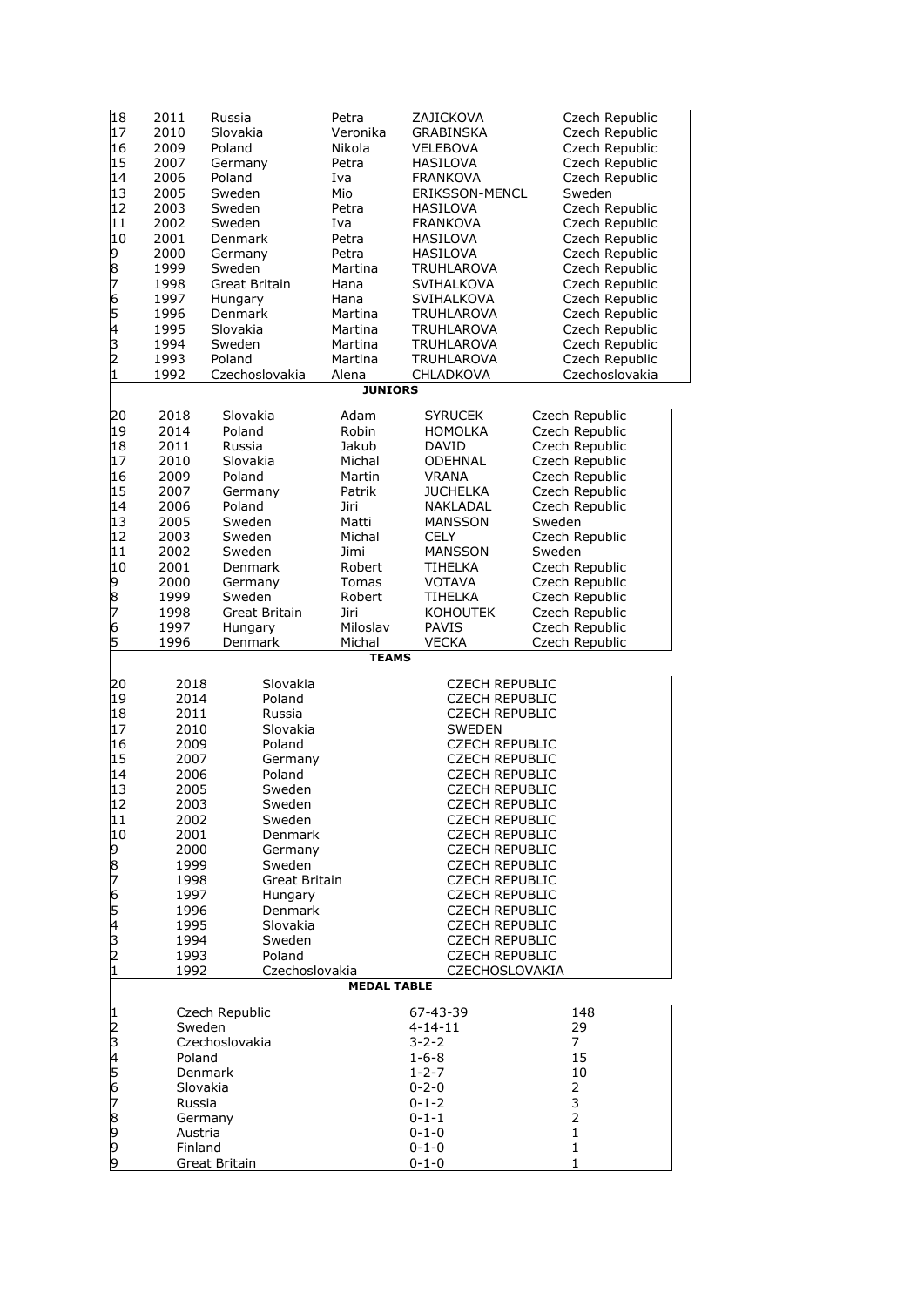| | | | | | |
|---|---|---|---|---|---|
| 18 | 2011 | Russia | Petra | ZAJICKOVA | Czech Republic |
| 17 | 2010 | Slovakia | Veronika | GRABINSKA | Czech Republic |
| 16 | 2009 | Poland | Nikola | VELEBOVA | Czech Republic |
| 15 | 2007 | Germany | Petra | HASILOVA | Czech Republic |
| 14 | 2006 | Poland | Iva | FRANKOVA | Czech Republic |
| 13 | 2005 | Sweden | Mio | ERIKSSON-MENCL | Sweden |
| 12 | 2003 | Sweden | Petra | HASILOVA | Czech Republic |
| 11 | 2002 | Sweden | Iva | FRANKOVA | Czech Republic |
| 10 | 2001 | Denmark | Petra | HASILOVA | Czech Republic |
| 9 | 2000 | Germany | Petra | HASILOVA | Czech Republic |
| 8 | 1999 | Sweden | Martina | TRUHLAROVA | Czech Republic |
| 7 | 1998 | Great Britain | Hana | SVIHALKOVA | Czech Republic |
| 6 | 1997 | Hungary | Hana | SVIHALKOVA | Czech Republic |
| 5 | 1996 | Denmark | Martina | TRUHLAROVA | Czech Republic |
| 4 | 1995 | Slovakia | Martina | TRUHLAROVA | Czech Republic |
| 3 | 1994 | Sweden | Martina | TRUHLAROVA | Czech Republic |
| 2 | 1993 | Poland | Martina | TRUHLAROVA | Czech Republic |
| 1 | 1992 | Czechoslovakia | Alena | CHLADKOVA | Czechoslovakia |

**JUNIORS**

| | | | | | |
|---|---|---|---|---|---|
| 20 | 2018 | Slovakia | Adam | SYRUCEK | Czech Republic |
| 19 | 2014 | Poland | Robin | HOMOLKA | Czech Republic |
| 18 | 2011 | Russia | Jakub | DAVID | Czech Republic |
| 17 | 2010 | Slovakia | Michal | ODEHNAL | Czech Republic |
| 16 | 2009 | Poland | Martin | VRANA | Czech Republic |
| 15 | 2007 | Germany | Patrik | JUCHELKA | Czech Republic |
| 14 | 2006 | Poland | Jiri | NAKLADAL | Czech Republic |
| 13 | 2005 | Sweden | Matti | MANSSON | Sweden |
| 12 | 2003 | Sweden | Michal | CELY | Czech Republic |
| 11 | 2002 | Sweden | Jimi | MANSSON | Sweden |
| 10 | 2001 | Denmark | Robert | TIHELKA | Czech Republic |
| 9 | 2000 | Germany | Tomas | VOTAVA | Czech Republic |
| 8 | 1999 | Sweden | Robert | TIHELKA | Czech Republic |
| 7 | 1998 | Great Britain | Jiri | KOHOUTEK | Czech Republic |
| 6 | 1997 | Hungary | Miloslav | PAVIS | Czech Republic |
| 5 | 1996 | Denmark | Michal | VECKA | Czech Republic |

**TEAMS**

| | | | |
|---|---|---|---|
| 20 | 2018 | Slovakia | CZECH REPUBLIC |
| 19 | 2014 | Poland | CZECH REPUBLIC |
| 18 | 2011 | Russia | CZECH REPUBLIC |
| 17 | 2010 | Slovakia | SWEDEN |
| 16 | 2009 | Poland | CZECH REPUBLIC |
| 15 | 2007 | Germany | CZECH REPUBLIC |
| 14 | 2006 | Poland | CZECH REPUBLIC |
| 13 | 2005 | Sweden | CZECH REPUBLIC |
| 12 | 2003 | Sweden | CZECH REPUBLIC |
| 11 | 2002 | Sweden | CZECH REPUBLIC |
| 10 | 2001 | Denmark | CZECH REPUBLIC |
| 9 | 2000 | Germany | CZECH REPUBLIC |
| 8 | 1999 | Sweden | CZECH REPUBLIC |
| 7 | 1998 | Great Britain | CZECH REPUBLIC |
| 6 | 1997 | Hungary | CZECH REPUBLIC |
| 5 | 1996 | Denmark | CZECH REPUBLIC |
| 4 | 1995 | Slovakia | CZECH REPUBLIC |
| 3 | 1994 | Sweden | CZECH REPUBLIC |
| 2 | 1993 | Poland | CZECH REPUBLIC |
| 1 | 1992 | Czechoslovakia | CZECHOSLOVAKIA |

**MEDAL TABLE**

| | | | |
|---|---|---|---|
| 1 | Czech Republic | 67-43-39 | 148 |
| 2 | Sweden | 4-14-11 | 29 |
| 3 | Czechoslovakia | 3-2-2 | 7 |
| 4 | Poland | 1-6-8 | 15 |
| 5 | Denmark | 1-2-7 | 10 |
| 6 | Slovakia | 0-2-0 | 2 |
| 7 | Russia | 0-1-2 | 3 |
| 8 | Germany | 0-1-1 | 2 |
| 9 | Austria | 0-1-0 | 1 |
| 9 | Finland | 0-1-0 | 1 |
| 9 | Great Britain | 0-1-0 | 1 |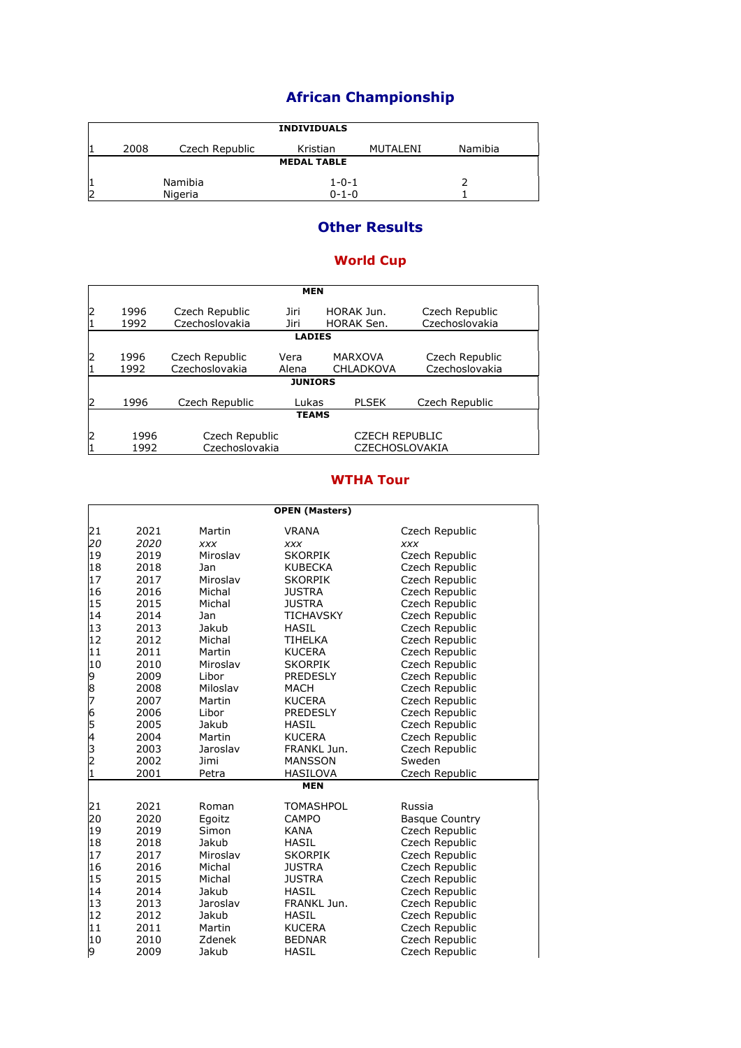## African Championship

| INDIVIDUALS | | | | | |
|---|---|---|---|---|---|
| 1 | 2008 | Czech Republic | Kristian | MUTALENI | Namibia |
| **MEDAL TABLE** | | | | | |
| 1 | | Namibia | 1-0-1 | | 2 |
| 2 | | Nigeria | 0-1-0 | | 1 |

## Other Results

### World Cup

| MEN | | | | | |
|---|---|---|---|---|---|
| 2 | 1996 | Czech Republic | Jiri | HORAK Jun. | Czech Republic |
| 1 | 1992 | Czechoslovakia | Jiri | HORAK Sen. | Czechoslovakia |
| **LADIES** | | | | | |
| 2 | 1996 | Czech Republic | Vera | MARXOVA | Czech Republic |
| 1 | 1992 | Czechoslovakia | Alena | CHLADKOVA | Czechoslovakia |
| **JUNIORS** | | | | | |
| 2 | 1996 | Czech Republic | Lukas | PLSEK | Czech Republic |
| **TEAMS** | | | | | |
| 2 | 1996 | Czech Republic | | CZECH REPUBLIC | |
| 1 | 1992 | Czechoslovakia | | CZECHOSLOVAKIA | |

### WTHA Tour

| OPEN (Masters) | | | | |
|---|---|---|---|---|
| 21 | 2021 | Martin | VRANA | Czech Republic |
| *20* | *2020* | *xxx* | *xxx* | *xxx* |
| 19 | 2019 | Miroslav | SKORPIK | Czech Republic |
| 18 | 2018 | Jan | KUBECKA | Czech Republic |
| 17 | 2017 | Miroslav | SKORPIK | Czech Republic |
| 16 | 2016 | Michal | JUSTRA | Czech Republic |
| 15 | 2015 | Michal | JUSTRA | Czech Republic |
| 14 | 2014 | Jan | TICHAVSKY | Czech Republic |
| 13 | 2013 | Jakub | HASIL | Czech Republic |
| 12 | 2012 | Michal | TIHELKA | Czech Republic |
| 11 | 2011 | Martin | KUCERA | Czech Republic |
| 10 | 2010 | Miroslav | SKORPIK | Czech Republic |
| 9 | 2009 | Libor | PREDESLY | Czech Republic |
| 8 | 2008 | Miloslav | MACH | Czech Republic |
| 7 | 2007 | Martin | KUCERA | Czech Republic |
| 6 | 2006 | Libor | PREDESLY | Czech Republic |
| 5 | 2005 | Jakub | HASIL | Czech Republic |
| 4 | 2004 | Martin | KUCERA | Czech Republic |
| 3 | 2003 | Jaroslav | FRANKL Jun. | Czech Republic |
| 2 | 2002 | Jimi | MANSSON | Sweden |
| 1 | 2001 | Petra | HASILOVA | Czech Republic |
| **MEN** | | | | |
| 21 | 2021 | Roman | TOMASHPOL | Russia |
| 20 | 2020 | Egoitz | CAMPO | Basque Country |
| 19 | 2019 | Simon | KANA | Czech Republic |
| 18 | 2018 | Jakub | HASIL | Czech Republic |
| 17 | 2017 | Miroslav | SKORPIK | Czech Republic |
| 16 | 2016 | Michal | JUSTRA | Czech Republic |
| 15 | 2015 | Michal | JUSTRA | Czech Republic |
| 14 | 2014 | Jakub | HASIL | Czech Republic |
| 13 | 2013 | Jaroslav | FRANKL Jun. | Czech Republic |
| 12 | 2012 | Jakub | HASIL | Czech Republic |
| 11 | 2011 | Martin | KUCERA | Czech Republic |
| 10 | 2010 | Zdenek | BEDNAR | Czech Republic |
| 9 | 2009 | Jakub | HASIL | Czech Republic |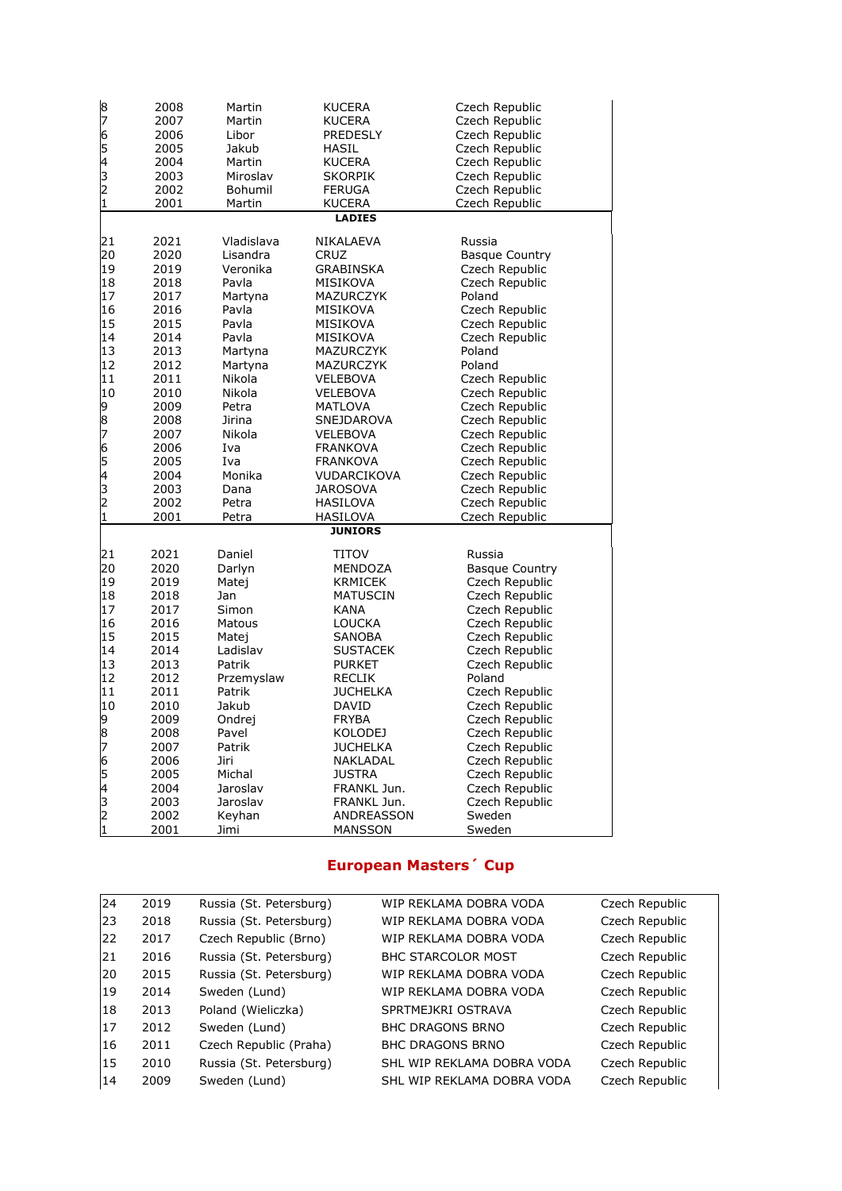| | | | | |
|---|---|---|---|---|
| 8 | 2008 | Martin | KUCERA | Czech Republic |
| 7 | 2007 | Martin | KUCERA | Czech Republic |
| 6 | 2006 | Libor | PREDESLY | Czech Republic |
| 5 | 2005 | Jakub | HASIL | Czech Republic |
| 4 | 2004 | Martin | KUCERA | Czech Republic |
| 3 | 2003 | Miroslav | SKORPIK | Czech Republic |
| 2 | 2002 | Bohumil | FERUGA | Czech Republic |
| 1 | 2001 | Martin | KUCERA | Czech Republic |

**LADIES**

| | | | | |
|---|---|---|---|---|
| 21 | 2021 | Vladislava | NIKALAEVA | Russia |
| 20 | 2020 | Lisandra | CRUZ | Basque Country |
| 19 | 2019 | Veronika | GRABINSKA | Czech Republic |
| 18 | 2018 | Pavla | MISIKOVA | Czech Republic |
| 17 | 2017 | Martyna | MAZURCZYK | Poland |
| 16 | 2016 | Pavla | MISIKOVA | Czech Republic |
| 15 | 2015 | Pavla | MISIKOVA | Czech Republic |
| 14 | 2014 | Pavla | MISIKOVA | Czech Republic |
| 13 | 2013 | Martyna | MAZURCZYK | Poland |
| 12 | 2012 | Martyna | MAZURCZYK | Poland |
| 11 | 2011 | Nikola | VELEBOVA | Czech Republic |
| 10 | 2010 | Nikola | VELEBOVA | Czech Republic |
| 9 | 2009 | Petra | MATLOVA | Czech Republic |
| 8 | 2008 | Jirina | SNEJDAROVA | Czech Republic |
| 7 | 2007 | Nikola | VELEBOVA | Czech Republic |
| 6 | 2006 | Iva | FRANKOVA | Czech Republic |
| 5 | 2005 | Iva | FRANKOVA | Czech Republic |
| 4 | 2004 | Monika | VUDARCIKOVA | Czech Republic |
| 3 | 2003 | Dana | JAROSOVA | Czech Republic |
| 2 | 2002 | Petra | HASILOVA | Czech Republic |
| 1 | 2001 | Petra | HASILOVA | Czech Republic |

**JUNIORS**

| | | | | |
|---|---|---|---|---|
| 21 | 2021 | Daniel | TITOV | Russia |
| 20 | 2020 | Darlyn | MENDOZA | Basque Country |
| 19 | 2019 | Matej | KRMICEK | Czech Republic |
| 18 | 2018 | Jan | MATUSCIN | Czech Republic |
| 17 | 2017 | Simon | KANA | Czech Republic |
| 16 | 2016 | Matous | LOUCKA | Czech Republic |
| 15 | 2015 | Matej | SANOBA | Czech Republic |
| 14 | 2014 | Ladislav | SUSTACEK | Czech Republic |
| 13 | 2013 | Patrik | PURKET | Czech Republic |
| 12 | 2012 | Przemyslaw | RECLIK | Poland |
| 11 | 2011 | Patrik | JUCHELKA | Czech Republic |
| 10 | 2010 | Jakub | DAVID | Czech Republic |
| 9 | 2009 | Ondrej | FRYBA | Czech Republic |
| 8 | 2008 | Pavel | KOLODEJ | Czech Republic |
| 7 | 2007 | Patrik | JUCHELKA | Czech Republic |
| 6 | 2006 | Jiri | NAKLADAL | Czech Republic |
| 5 | 2005 | Michal | JUSTRA | Czech Republic |
| 4 | 2004 | Jaroslav | FRANKL Jun. | Czech Republic |
| 3 | 2003 | Jaroslav | FRANKL Jun. | Czech Republic |
| 2 | 2002 | Keyhan | ANDREASSON | Sweden |
| 1 | 2001 | Jimi | MANSSON | Sweden |

## European Masters´ Cup

| | | | | |
|---|---|---|---|---|
| 24 | 2019 | Russia (St. Petersburg) | WIP REKLAMA DOBRA VODA | Czech Republic |
| 23 | 2018 | Russia (St. Petersburg) | WIP REKLAMA DOBRA VODA | Czech Republic |
| 22 | 2017 | Czech Republic (Brno) | WIP REKLAMA DOBRA VODA | Czech Republic |
| 21 | 2016 | Russia (St. Petersburg) | BHC STARCOLOR MOST | Czech Republic |
| 20 | 2015 | Russia (St. Petersburg) | WIP REKLAMA DOBRA VODA | Czech Republic |
| 19 | 2014 | Sweden (Lund) | WIP REKLAMA DOBRA VODA | Czech Republic |
| 18 | 2013 | Poland (Wieliczka) | SPRTMEJKRI OSTRAVA | Czech Republic |
| 17 | 2012 | Sweden (Lund) | BHC DRAGONS BRNO | Czech Republic |
| 16 | 2011 | Czech Republic (Praha) | BHC DRAGONS BRNO | Czech Republic |
| 15 | 2010 | Russia (St. Petersburg) | SHL WIP REKLAMA DOBRA VODA | Czech Republic |
| 14 | 2009 | Sweden (Lund) | SHL WIP REKLAMA DOBRA VODA | Czech Republic |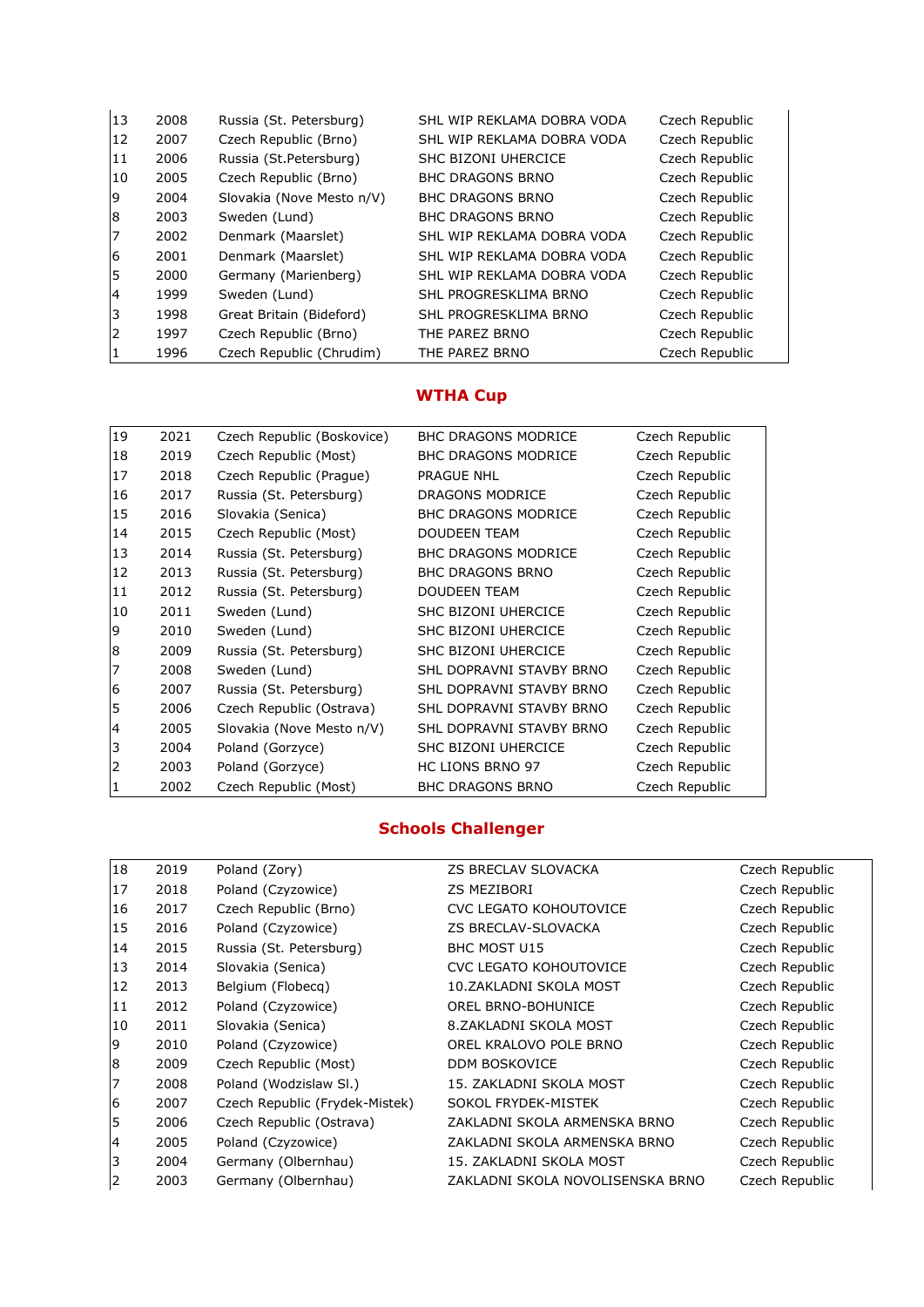| | | | | |
|---|---|---|---|---|
| 13 | 2008 | Russia (St. Petersburg) | SHL WIP REKLAMA DOBRA VODA | Czech Republic |
| 12 | 2007 | Czech Republic (Brno) | SHL WIP REKLAMA DOBRA VODA | Czech Republic |
| 11 | 2006 | Russia (St.Petersburg) | SHC BIZONI UHERCICE | Czech Republic |
| 10 | 2005 | Czech Republic (Brno) | BHC DRAGONS BRNO | Czech Republic |
| 9 | 2004 | Slovakia (Nove Mesto n/V) | BHC DRAGONS BRNO | Czech Republic |
| 8 | 2003 | Sweden (Lund) | BHC DRAGONS BRNO | Czech Republic |
| 7 | 2002 | Denmark (Maarslet) | SHL WIP REKLAMA DOBRA VODA | Czech Republic |
| 6 | 2001 | Denmark (Maarslet) | SHL WIP REKLAMA DOBRA VODA | Czech Republic |
| 5 | 2000 | Germany (Marienberg) | SHL WIP REKLAMA DOBRA VODA | Czech Republic |
| 4 | 1999 | Sweden (Lund) | SHL PROGRESKLIMA BRNO | Czech Republic |
| 3 | 1998 | Great Britain (Bideford) | SHL PROGRESKLIMA BRNO | Czech Republic |
| 2 | 1997 | Czech Republic (Brno) | THE PAREZ BRNO | Czech Republic |
| 1 | 1996 | Czech Republic (Chrudim) | THE PAREZ BRNO | Czech Republic |

## WTHA Cup

| | | | | |
|---|---|---|---|---|
| 19 | 2021 | Czech Republic (Boskovice) | BHC DRAGONS MODRICE | Czech Republic |
| 18 | 2019 | Czech Republic (Most) | BHC DRAGONS MODRICE | Czech Republic |
| 17 | 2018 | Czech Republic (Prague) | PRAGUE NHL | Czech Republic |
| 16 | 2017 | Russia (St. Petersburg) | DRAGONS MODRICE | Czech Republic |
| 15 | 2016 | Slovakia (Senica) | BHC DRAGONS MODRICE | Czech Republic |
| 14 | 2015 | Czech Republic (Most) | DOUDEEN TEAM | Czech Republic |
| 13 | 2014 | Russia (St. Petersburg) | BHC DRAGONS MODRICE | Czech Republic |
| 12 | 2013 | Russia (St. Petersburg) | BHC DRAGONS BRNO | Czech Republic |
| 11 | 2012 | Russia (St. Petersburg) | DOUDEEN TEAM | Czech Republic |
| 10 | 2011 | Sweden (Lund) | SHC BIZONI UHERCICE | Czech Republic |
| 9 | 2010 | Sweden (Lund) | SHC BIZONI UHERCICE | Czech Republic |
| 8 | 2009 | Russia (St. Petersburg) | SHC BIZONI UHERCICE | Czech Republic |
| 7 | 2008 | Sweden (Lund) | SHL DOPRAVNI STAVBY BRNO | Czech Republic |
| 6 | 2007 | Russia (St. Petersburg) | SHL DOPRAVNI STAVBY BRNO | Czech Republic |
| 5 | 2006 | Czech Republic (Ostrava) | SHL DOPRAVNI STAVBY BRNO | Czech Republic |
| 4 | 2005 | Slovakia (Nove Mesto n/V) | SHL DOPRAVNI STAVBY BRNO | Czech Republic |
| 3 | 2004 | Poland (Gorzyce) | SHC BIZONI UHERCICE | Czech Republic |
| 2 | 2003 | Poland (Gorzyce) | HC LIONS BRNO 97 | Czech Republic |
| 1 | 2002 | Czech Republic (Most) | BHC DRAGONS BRNO | Czech Republic |

## Schools Challenger

| | | | | |
|---|---|---|---|---|
| 18 | 2019 | Poland (Zory) | ZS BRECLAV SLOVACKA | Czech Republic |
| 17 | 2018 | Poland (Czyzowice) | ZS MEZIBORI | Czech Republic |
| 16 | 2017 | Czech Republic (Brno) | CVC LEGATO KOHOUTOVICE | Czech Republic |
| 15 | 2016 | Poland (Czyzowice) | ZS BRECLAV-SLOVACKA | Czech Republic |
| 14 | 2015 | Russia (St. Petersburg) | BHC MOST U15 | Czech Republic |
| 13 | 2014 | Slovakia (Senica) | CVC LEGATO KOHOUTOVICE | Czech Republic |
| 12 | 2013 | Belgium (Flobecq) | 10.ZAKLADNI SKOLA MOST | Czech Republic |
| 11 | 2012 | Poland (Czyzowice) | OREL BRNO-BOHUNICE | Czech Republic |
| 10 | 2011 | Slovakia (Senica) | 8.ZAKLADNI SKOLA MOST | Czech Republic |
| 9 | 2010 | Poland (Czyzowice) | OREL KRALOVO POLE BRNO | Czech Republic |
| 8 | 2009 | Czech Republic (Most) | DDM BOSKOVICE | Czech Republic |
| 7 | 2008 | Poland (Wodzislaw Sl.) | 15. ZAKLADNI SKOLA MOST | Czech Republic |
| 6 | 2007 | Czech Republic (Frydek-Mistek) | SOKOL FRYDEK-MISTEK | Czech Republic |
| 5 | 2006 | Czech Republic (Ostrava) | ZAKLADNI SKOLA ARMENSKA BRNO | Czech Republic |
| 4 | 2005 | Poland (Czyzowice) | ZAKLADNI SKOLA ARMENSKA BRNO | Czech Republic |
| 3 | 2004 | Germany (Olbernhau) | 15. ZAKLADNI SKOLA MOST | Czech Republic |
| 2 | 2003 | Germany (Olbernhau) | ZAKLADNI SKOLA NOVOLISENSKA BRNO | Czech Republic |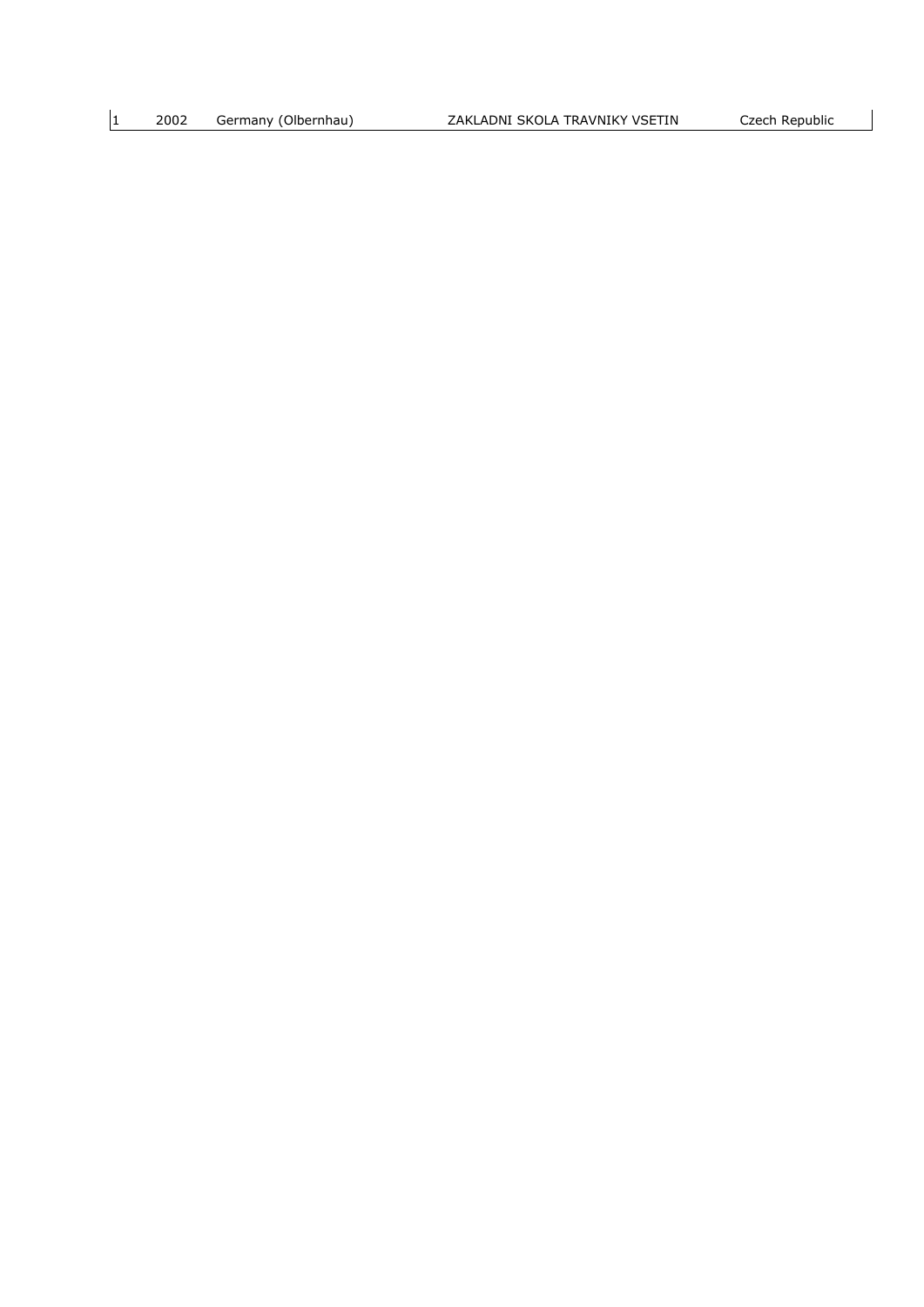| | | | | |
|---|---|---|---|---|
| 1 | 2002 | Germany (Olbernhau) | ZAKLADNI SKOLA TRAVNIKY VSETIN | Czech Republic |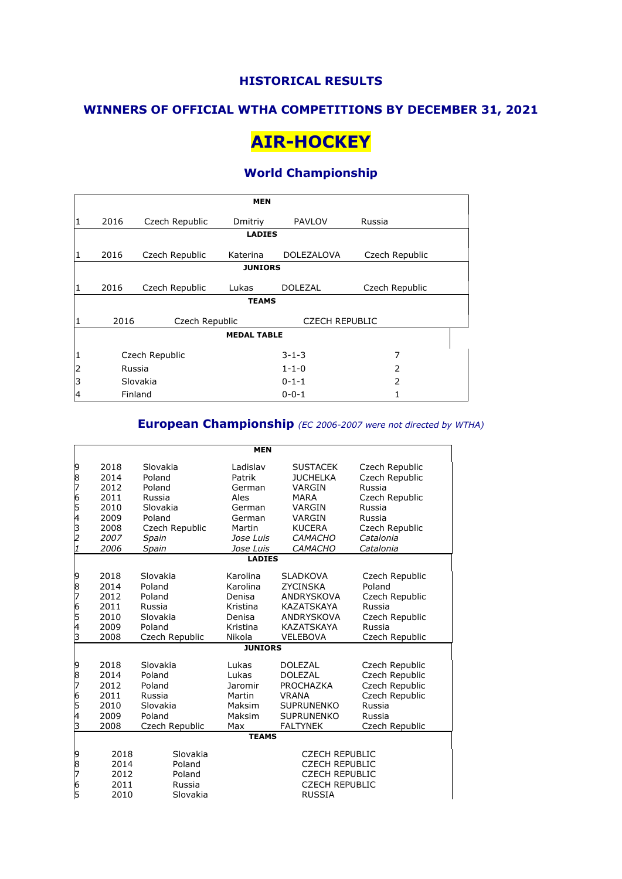### HISTORICAL RESULTS

### WINNERS OF OFFICIAL WTHA COMPETITIONS BY DECEMBER 31, 2021

# AIR-HOCKEY

## World Championship

| | | | | | |
|---|---|---|---|---|---|
| | | | **MEN** | | |
| 1 | 2016 | Czech Republic | Dmitriy | PAVLOV | Russia |
| | | | **LADIES** | | |
| 1 | 2016 | Czech Republic | Katerina | DOLEZALOVA | Czech Republic |
| | | | **JUNIORS** | | |
| 1 | 2016 | Czech Republic | Lukas | DOLEZAL | Czech Republic |
| | | | **TEAMS** | | |
| 1 | 2016 | Czech Republic | | CZECH REPUBLIC | |

| | | | |
|---|---|---|---|
| | | **MEDAL TABLE** | |
| 1 | Czech Republic | 3-1-3 | 7 |
| 2 | Russia | 1-1-0 | 2 |
| 3 | Slovakia | 0-1-1 | 2 |
| 4 | Finland | 0-0-1 | 1 |

## European Championship *(EC 2006-2007 were not directed by WTHA)*

| | | | | | |
|---|---|---|---|---|---|
| | | | **MEN** | | |
| 9 | 2018 | Slovakia | Ladislav | SUSTACEK | Czech Republic |
| 8 | 2014 | Poland | Patrik | JUCHELKA | Czech Republic |
| 7 | 2012 | Poland | German | VARGIN | Russia |
| 6 | 2011 | Russia | Ales | MARA | Czech Republic |
| 5 | 2010 | Slovakia | German | VARGIN | Russia |
| 4 | 2009 | Poland | German | VARGIN | Russia |
| 3 | 2008 | Czech Republic | Martin | KUCERA | Czech Republic |
| *2* | *2007* | *Spain* | *Jose Luis* | *CAMACHO* | *Catalonia* |
| *1* | *2006* | *Spain* | *Jose Luis* | *CAMACHO* | *Catalonia* |
| | | | **LADIES** | | |
| 9 | 2018 | Slovakia | Karolina | SLADKOVA | Czech Republic |
| 8 | 2014 | Poland | Karolina | ZYCINSKA | Poland |
| 7 | 2012 | Poland | Denisa | ANDRYSKOVA | Czech Republic |
| 6 | 2011 | Russia | Kristina | KAZATSKAYA | Russia |
| 5 | 2010 | Slovakia | Denisa | ANDRYSKOVA | Czech Republic |
| 4 | 2009 | Poland | Kristina | KAZATSKAYA | Russia |
| 3 | 2008 | Czech Republic | Nikola | VELEBOVA | Czech Republic |
| | | | **JUNIORS** | | |
| 9 | 2018 | Slovakia | Lukas | DOLEZAL | Czech Republic |
| 8 | 2014 | Poland | Lukas | DOLEZAL | Czech Republic |
| 7 | 2012 | Poland | Jaromir | PROCHAZKA | Czech Republic |
| 6 | 2011 | Russia | Martin | VRANA | Czech Republic |
| 5 | 2010 | Slovakia | Maksim | SUPRUNENKO | Russia |
| 4 | 2009 | Poland | Maksim | SUPRUNENKO | Russia |
| 3 | 2008 | Czech Republic | Max | FALTYNEK | Czech Republic |
| | | | **TEAMS** | | |
| 9 | 2018 | Slovakia | | CZECH REPUBLIC | |
| 8 | 2014 | Poland | | CZECH REPUBLIC | |
| 7 | 2012 | Poland | | CZECH REPUBLIC | |
| 6 | 2011 | Russia | | CZECH REPUBLIC | |
| 5 | 2010 | Slovakia | | RUSSIA | |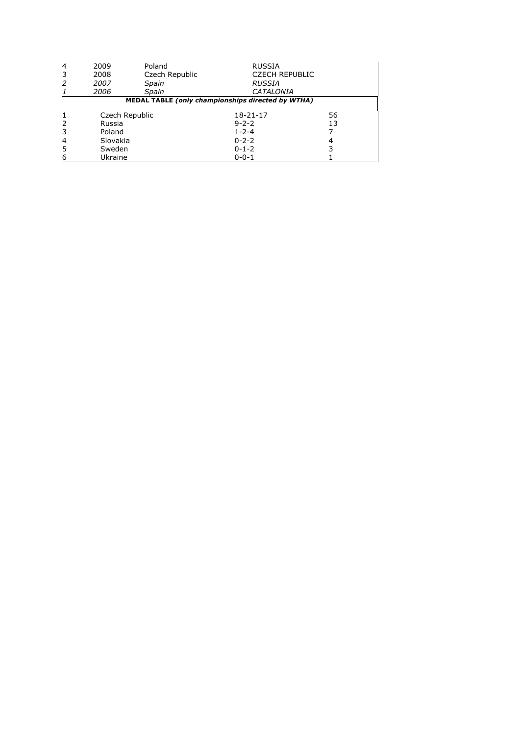| | | | | |
|---|---|---|---|---|
| 4 | 2009 | Poland | RUSSIA | |
| 3 | 2008 | Czech Republic | CZECH REPUBLIC | |
| *2* | *2007* | *Spain* | *RUSSIA* | |
| *1* | *2006* | *Spain* | *CATALONIA* | |

**MEDAL TABLE *(only championships directed by WTHA)***

| | | | |
|---|---|---|---|
| 1 | Czech Republic | 18-21-17 | 56 |
| 2 | Russia | 9-2-2 | 13 |
| 3 | Poland | 1-2-4 | 7 |
| 4 | Slovakia | 0-2-2 | 4 |
| 5 | Sweden | 0-1-2 | 3 |
| 6 | Ukraine | 0-0-1 | 1 |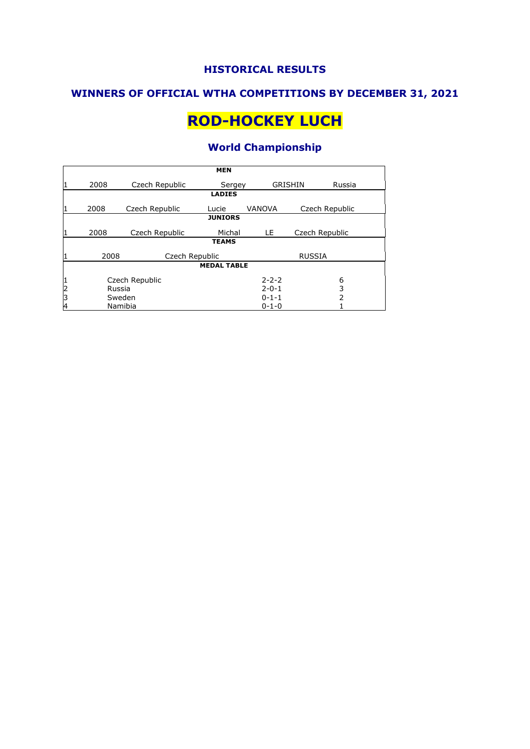## HISTORICAL RESULTS

## WINNERS OF OFFICIAL WTHA COMPETITIONS BY DECEMBER 31, 2021

# ROD-HOCKEY LUCH

### World Championship

| | | | | | |
|---|---|---|---|---|---|
| | | | **MEN** | | |
| 1 | 2008 | Czech Republic | Sergey | GRISHIN | Russia |
| | | | **LADIES** | | |
| 1 | 2008 | Czech Republic | Lucie | VANOVA | Czech Republic |
| | | | **JUNIORS** | | |
| 1 | 2008 | Czech Republic | Michal | LE | Czech Republic |
| | | | **TEAMS** | | |
| 1 | 2008 | Czech Republic | | | RUSSIA |
| | | | **MEDAL TABLE** | | |
| 1 | Czech Republic | | | 2-2-2 | 6 |
| 2 | Russia | | | 2-0-1 | 3 |
| 3 | Sweden | | | 0-1-1 | 2 |
| 4 | Namibia | | | 0-1-0 | 1 |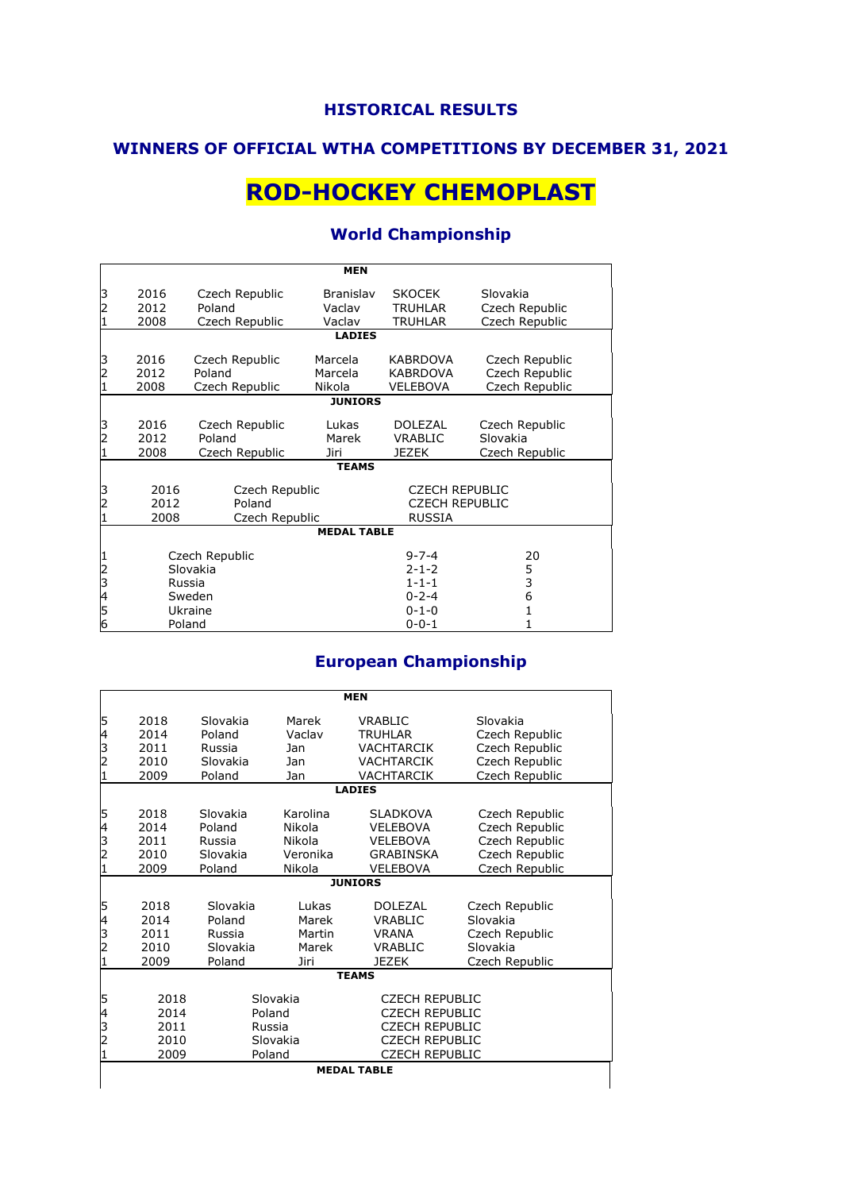## HISTORICAL RESULTS

## WINNERS OF OFFICIAL WTHA COMPETITIONS BY DECEMBER 31, 2021

# ROD-HOCKEY CHEMOPLAST

### World Championship

| | | | | | |
|---|---|---|---|---|---|
| | | | **MEN** | | |
| 3 | 2016 | Czech Republic | Branislav | SKOCEK | Slovakia |
| 2 | 2012 | Poland | Vaclav | TRUHLAR | Czech Republic |
| 1 | 2008 | Czech Republic | Vaclav | TRUHLAR | Czech Republic |
| | | | **LADIES** | | |
| 3 | 2016 | Czech Republic | Marcela | KABRDOVA | Czech Republic |
| 2 | 2012 | Poland | Marcela | KABRDOVA | Czech Republic |
| 1 | 2008 | Czech Republic | Nikola | VELEBOVA | Czech Republic |
| | | | **JUNIORS** | | |
| 3 | 2016 | Czech Republic | Lukas | DOLEZAL | Czech Republic |
| 2 | 2012 | Poland | Marek | VRABLIC | Slovakia |
| 1 | 2008 | Czech Republic | Jiri | JEZEK | Czech Republic |
| | | | **TEAMS** | | |
| 3 | 2016 | Czech Republic | | CZECH REPUBLIC | |
| 2 | 2012 | Poland | | CZECH REPUBLIC | |
| 1 | 2008 | Czech Republic | | RUSSIA | |
| | | | **MEDAL TABLE** | | |
| 1 | | Czech Republic | | 9-7-4 | 20 |
| 2 | | Slovakia | | 2-1-2 | 5 |
| 3 | | Russia | | 1-1-1 | 3 |
| 4 | | Sweden | | 0-2-4 | 6 |
| 5 | | Ukraine | | 0-1-0 | 1 |
| 6 | | Poland | | 0-0-1 | 1 |

### European Championship

| | | | | | |
|---|---|---|---|---|---|
| | | | **MEN** | | |
| 5 | 2018 | Slovakia | Marek | VRABLIC | Slovakia |
| 4 | 2014 | Poland | Vaclav | TRUHLAR | Czech Republic |
| 3 | 2011 | Russia | Jan | VACHTARCIK | Czech Republic |
| 2 | 2010 | Slovakia | Jan | VACHTARCIK | Czech Republic |
| 1 | 2009 | Poland | Jan | VACHTARCIK | Czech Republic |
| | | | **LADIES** | | |
| 5 | 2018 | Slovakia | Karolina | SLADKOVA | Czech Republic |
| 4 | 2014 | Poland | Nikola | VELEBOVA | Czech Republic |
| 3 | 2011 | Russia | Nikola | VELEBOVA | Czech Republic |
| 2 | 2010 | Slovakia | Veronika | GRABINSKA | Czech Republic |
| 1 | 2009 | Poland | Nikola | VELEBOVA | Czech Republic |
| | | | **JUNIORS** | | |
| 5 | 2018 | Slovakia | Lukas | DOLEZAL | Czech Republic |
| 4 | 2014 | Poland | Marek | VRABLIC | Slovakia |
| 3 | 2011 | Russia | Martin | VRANA | Czech Republic |
| 2 | 2010 | Slovakia | Marek | VRABLIC | Slovakia |
| 1 | 2009 | Poland | Jiri | JEZEK | Czech Republic |
| | | | **TEAMS** | | |
| 5 | 2018 | Slovakia | | CZECH REPUBLIC | |
| 4 | 2014 | Poland | | CZECH REPUBLIC | |
| 3 | 2011 | Russia | | CZECH REPUBLIC | |
| 2 | 2010 | Slovakia | | CZECH REPUBLIC | |
| 1 | 2009 | Poland | | CZECH REPUBLIC | |
| | | | **MEDAL TABLE** | | |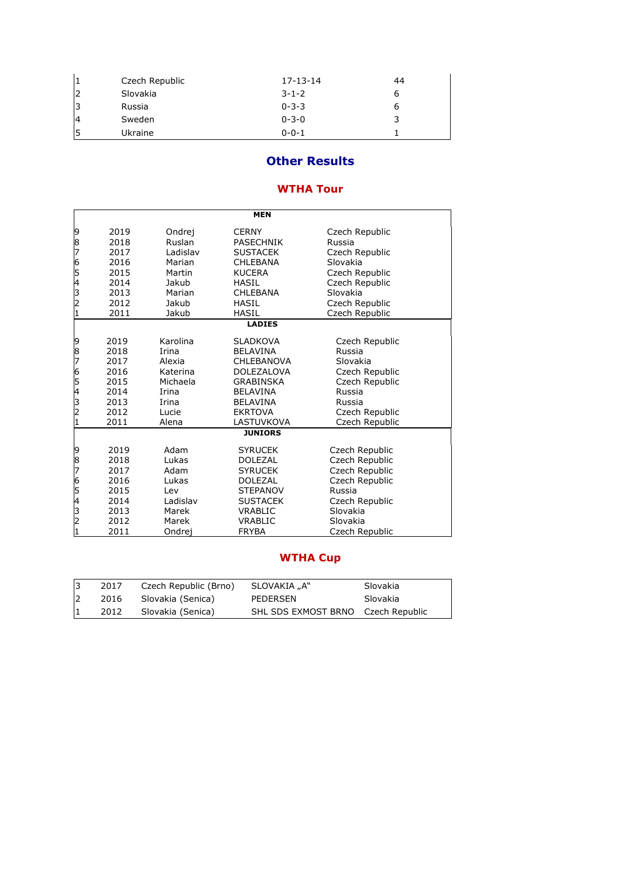| | | | |
|---|---|---|---|
| 1 | Czech Republic | 17-13-14 | 44 |
| 2 | Slovakia | 3-1-2 | 6 |
| 3 | Russia | 0-3-3 | 6 |
| 4 | Sweden | 0-3-0 | 3 |
| 5 | Ukraine | 0-0-1 | 1 |

## Other Results

### WTHA Tour

| | | | | |
|---|---|---|---|---|
| | | | **MEN** | |
| 9 | 2019 | Ondrej | CERNY | Czech Republic |
| 8 | 2018 | Ruslan | PASECHNIK | Russia |
| 7 | 2017 | Ladislav | SUSTACEK | Czech Republic |
| 6 | 2016 | Marian | CHLEBANA | Slovakia |
| 5 | 2015 | Martin | KUCERA | Czech Republic |
| 4 | 2014 | Jakub | HASIL | Czech Republic |
| 3 | 2013 | Marian | CHLEBANA | Slovakia |
| 2 | 2012 | Jakub | HASIL | Czech Republic |
| 1 | 2011 | Jakub | HASIL | Czech Republic |
| | | | **LADIES** | |
| 9 | 2019 | Karolina | SLADKOVA | Czech Republic |
| 8 | 2018 | Irina | BELAVINA | Russia |
| 7 | 2017 | Alexia | CHLEBANOVA | Slovakia |
| 6 | 2016 | Katerina | DOLEZALOVA | Czech Republic |
| 5 | 2015 | Michaela | GRABINSKA | Czech Republic |
| 4 | 2014 | Irina | BELAVINA | Russia |
| 3 | 2013 | Irina | BELAVINA | Russia |
| 2 | 2012 | Lucie | EKRTOVA | Czech Republic |
| 1 | 2011 | Alena | LASTUVKOVA | Czech Republic |
| | | | **JUNIORS** | |
| 9 | 2019 | Adam | SYRUCEK | Czech Republic |
| 8 | 2018 | Lukas | DOLEZAL | Czech Republic |
| 7 | 2017 | Adam | SYRUCEK | Czech Republic |
| 6 | 2016 | Lukas | DOLEZAL | Czech Republic |
| 5 | 2015 | Lev | STEPANOV | Russia |
| 4 | 2014 | Ladislav | SUSTACEK | Czech Republic |
| 3 | 2013 | Marek | VRABLIC | Slovakia |
| 2 | 2012 | Marek | VRABLIC | Slovakia |
| 1 | 2011 | Ondrej | FRYBA | Czech Republic |

### WTHA Cup

| | | | | |
|---|---|---|---|---|
| 3 | 2017 | Czech Republic (Brno) | SLOVAKIA „A" | Slovakia |
| 2 | 2016 | Slovakia (Senica) | PEDERSEN | Slovakia |
| 1 | 2012 | Slovakia (Senica) | SHL SDS EXMOST BRNO | Czech Republic |